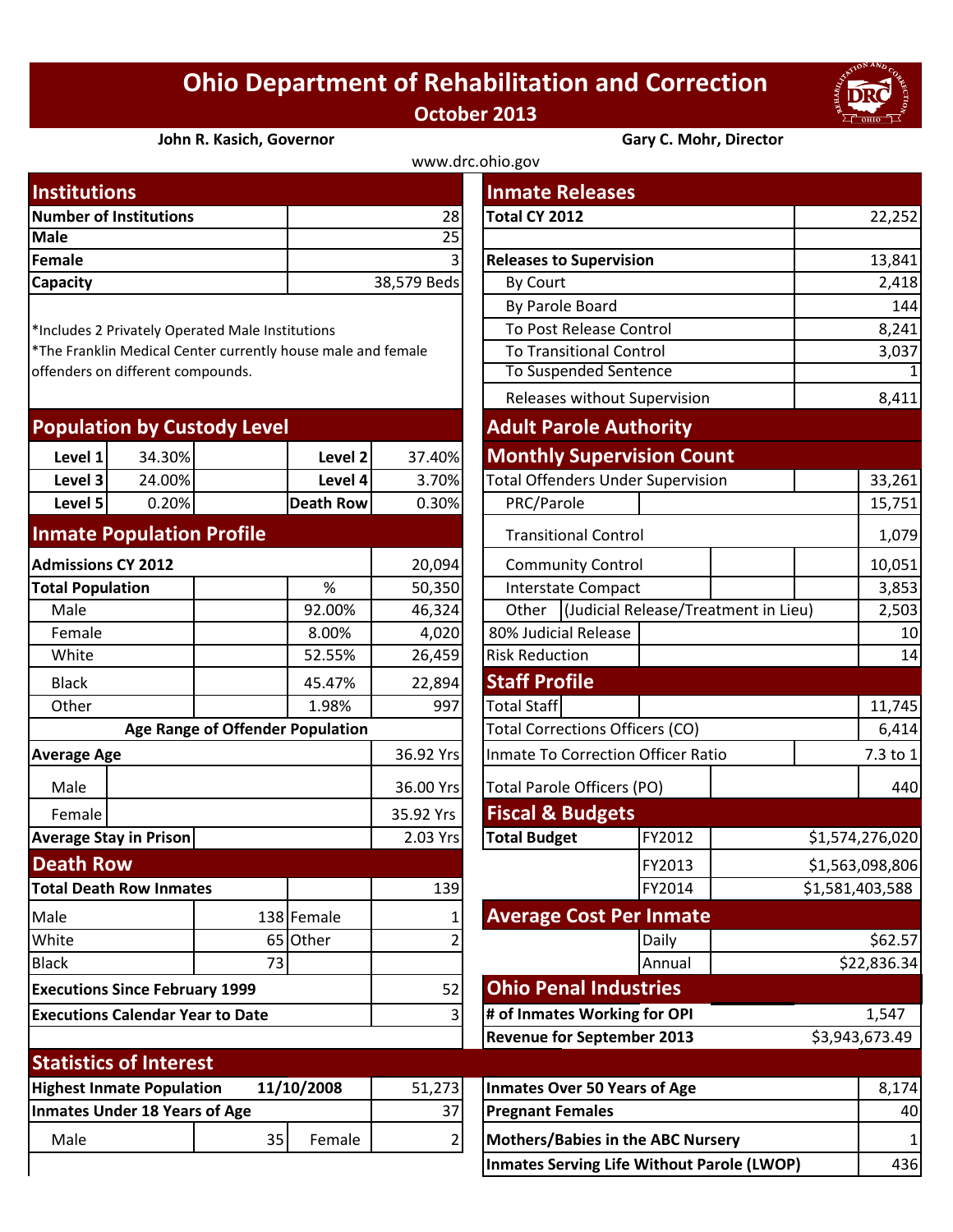# Ohio Department of Rehabilitation and Correction

**October 2013**

**John R. Kasich, Governor** | **Gary C. Mohr, Director**

www.drc.ohio.gov

## Institutions

| | |
|---|---|
| **Number of Institutions** | 28 |
| **Male** | 25 |
| **Female** | 3 |
| **Capacity** | 38,579 Beds |

*Includes 2 Privately Operated Male Institutions
*The Franklin Medical Center currently house male and female offenders on different compounds.

## Population by Custody Level

| | | | |
|---|---|---|---|
| **Level 1** | 34.30% | **Level 2** | 37.40% |
| **Level 3** | 24.00% | **Level 4** | 3.70% |
| **Level 5** | 0.20% | **Death Row** | 0.30% |

## Inmate Population Profile

| | | |
|---|---|---|
| **Admissions CY 2012** | | 20,094 |
| **Total Population** | % | 50,350 |
| Male | 92.00% | 46,324 |
| Female | 8.00% | 4,020 |
| White | 52.55% | 26,459 |
| Black | 45.47% | 22,894 |
| Other | 1.98% | 997 |
| **Age Range of Offender Population** | | |
| **Average Age** | | 36.92 Yrs |
| Male | | 36.00 Yrs |
| Female | | 35.92 Yrs |
| **Average Stay in Prison** | | 2.03 Yrs |

## Death Row

| | | | |
|---|---|---|---|
| **Total Death Row Inmates** | | | 139 |
| Male | 138 | Female | 1 |
| White | 65 | Other | 2 |
| Black | 73 | | |
| **Executions Since February 1999** | | | 52 |
| **Executions Calendar Year to Date** | | | 3 |

## Inmate Releases

| | |
|---|---|
| **Total CY 2012** | 22,252 |
| **Releases to Supervision** | 13,841 |
| By Court | 2,418 |
| By Parole Board | 144 |
| To Post Release Control | 8,241 |
| To Transitional Control | 3,037 |
| To Suspended Sentence | 1 |
| Releases without Supervision | 8,411 |

## Adult Parole Authority

## Monthly Supervision Count

| | |
|---|---|
| Total Offenders Under Supervision | 33,261 |
| PRC/Parole | 15,751 |
| Transitional Control | 1,079 |
| Community Control | 10,051 |
| Interstate Compact | 3,853 |
| Other (Judicial Release/Treatment in Lieu) | 2,503 |
| 80% Judicial Release | 10 |
| Risk Reduction | 14 |

## Staff Profile

| | |
|---|---|
| Total Staff | 11,745 |
| Total Corrections Officers (CO) | 6,414 |
| Inmate To Correction Officer Ratio | 7.3 to 1 |
| Total Parole Officers (PO) | 440 |

## Fiscal & Budgets

| | | |
|---|---|---|
| **Total Budget** | FY2012 | $1,574,276,020 |
| | FY2013 | $1,563,098,806 |
| | FY2014 | $1,581,403,588 |

## Average Cost Per Inmate

| | |
|---|---|
| Daily | $62.57 |
| Annual | $22,836.34 |

## Ohio Penal Industries

| | |
|---|---|
| **# of Inmates Working for OPI** | 1,547 |
| **Revenue for September 2013** | $3,943,673.49 |

## Statistics of Interest

| | | | |
|---|---|---|---|
| **Highest Inmate Population** | **11/10/2008** | | 51,273 |
| **Inmates Under 18 Years of Age** | | | 37 |
| Male | 35 | Female | 2 |

| | |
|---|---|
| **Inmates Over 50 Years of Age** | 8,174 |
| **Pregnant Females** | 40 |
| **Mothers/Babies in the ABC Nursery** | 1 |
| **Inmates Serving Life Without Parole (LWOP)** | 436 |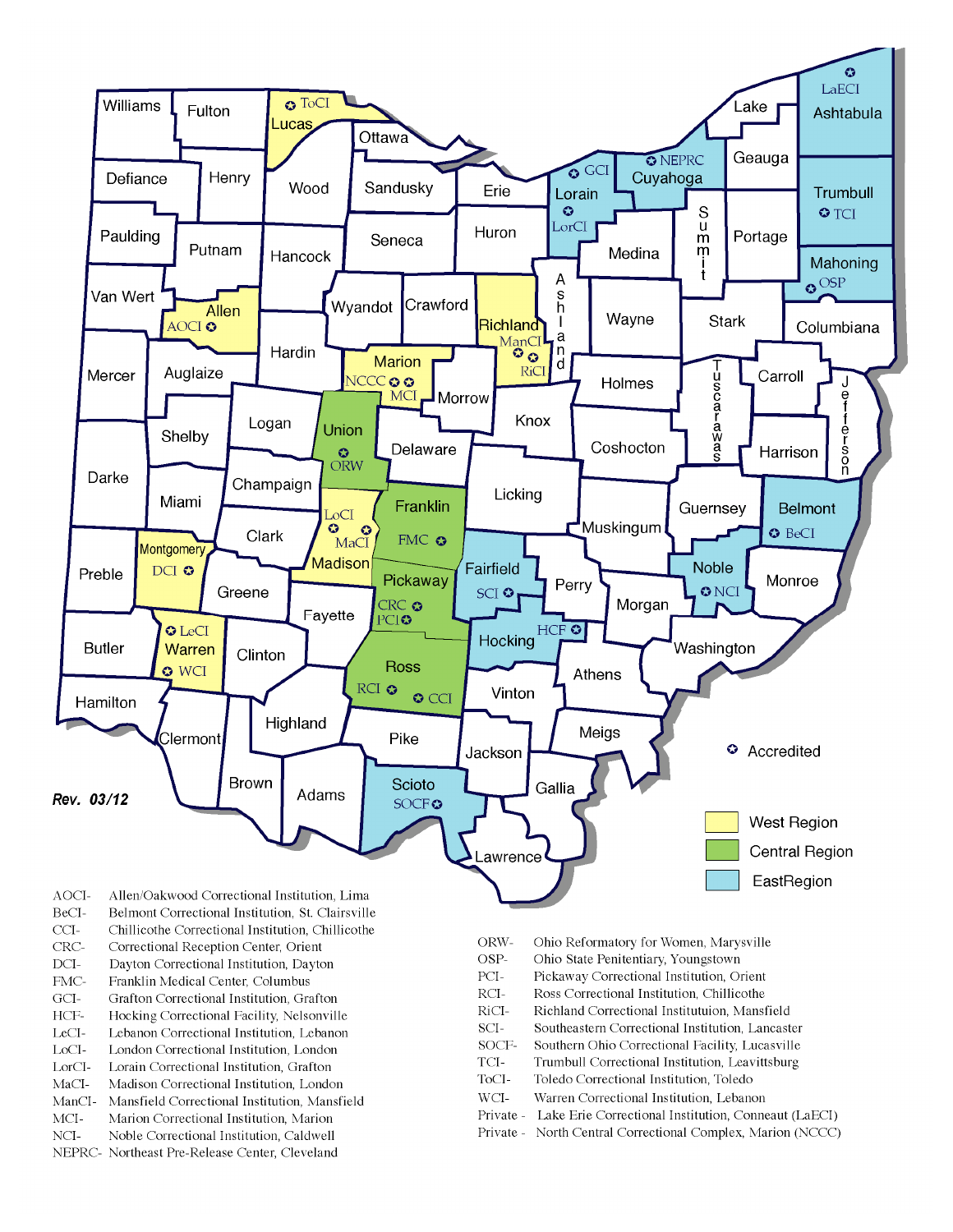Rev. 03/12

✪ Accredited

West Region

Central Region

EastRegion

AOCI- Allen/Oakwood Correctional Institution, Lima
BeCI- Belmont Correctional Institution, St. Clairsville
CCI- Chillicothe Correctional Institution, Chillicothe
CRC- Correctional Reception Center, Orient
DCI- Dayton Correctional Institution, Dayton
FMC- Franklin Medical Center, Columbus
GCI- Grafton Correctional Institution, Grafton
HCF- Hocking Correctional Facility, Nelsonville
LeCI- Lebanon Correctional Institution, Lebanon
LoCI- London Correctional Institution, London
LorCI- Lorain Correctional Institution, Grafton
MaCI- Madison Correctional Institution, London
ManCI- Mansfield Correctional Institution, Mansfield
MCI- Marion Correctional Institution, Marion
NCI- Noble Correctional Institution, Caldwell
NEPRC- Northeast Pre-Release Center, Cleveland

ORW- Ohio Reformatory for Women, Marysville
OSP- Ohio State Penitentiary, Youngstown
PCI- Pickaway Correctional Institution, Orient
RCI- Ross Correctional Institution, Chillicothe
RiCI- Richland Correctional Instituttuion, Mansfield
SCI- Southeastern Correctional Institution, Lancaster
SOCF- Southern Ohio Correctional Facility, Lucasville
TCI- Trumbull Correctional Institution, Leavittsburg
ToCI- Toledo Correctional Institution, Toledo
WCI- Warren Correctional Institution, Lebanon
Private - Lake Erie Correctional Institution, Conneaut (LaECI)
Private - North Central Correctional Complex, Marion (NCCC)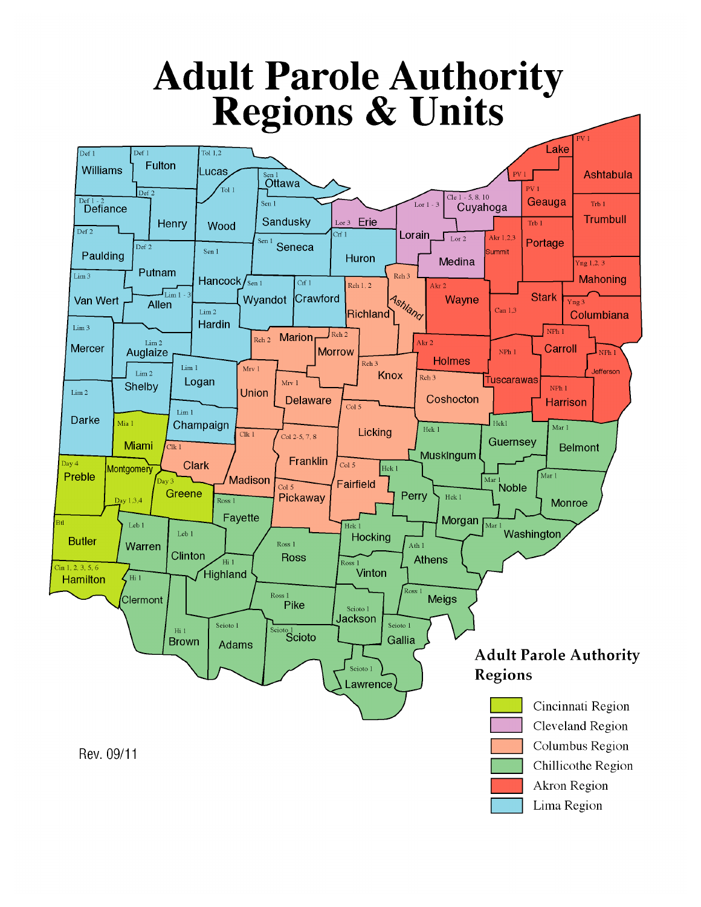# Adult Parole Authority Regions & Units

Def 1
Williams
Def 1
Fulton
Tol 1,2
Lucas
Sen 1
Ottawa
Tol 1
Wood
Def 1 - 2
Defiance
Def 2
Henry
Sen 1
Sandusky
Lor 3
Erie
Lor 1 - 3
Lorain
Cle 1 - 5, 8, 10
Cuyahoga
Lake
PV 1
PV 1
Ashtabula
PV 1
Geauga
Trb 1
Trumbull
Def 2
Paulding
Def 2
Putnam
Sen 1
Hancock
Sen 1
Seneca
Crf 1
Huron
Lor 2
Medina
Akr 1,2,3
Summit
Trb 1
Portage
Yng 1,2, 3
Mahoning
Lim 3
Van Wert
Lim 1 - 3
Allen
Sen 1
Wyandot
Crf 1
Crawford
Rch 1, 2
Richland
Rch 3
Ashland
Akr 2
Wayne
Can 1,3
Stark
Yng 3
Columbiana
Lim 3
Mercer
Lim 2
Auglaize
Lim 2
Hardin
Rch 2
Marion
Rch 2
Morrow
Rch 3
Knox
Akr 2
Holmes
NPh 1
Tuscarawas
NPh 1
Carroll
NPh 1
Jefferson
NPh 1
Harrison
Lim 2
Shelby
Lim 1
Logan
Mrv 1
Union
Mrv 1
Delaware
Rch 3
Coshocton
Lim 2
Darke
Mia 1
Miami
Lim 1
Champaign
Col 5
Licking
Hck 1
Muskingum
Hck1
Guernsey
Mar 1
Belmont
Clk 1
Clark
Clk 1
Madison
Col 2-5, 7, 8
Franklin
Day 4
Preble
Montgomery
Day 3
Greene
Day 1,3,4
Col 5
Fairfield
Hck 1
Perry
Mar 1
Noble
Mar 1
Monroe
Col 5
Pickaway
Ross 1
Fayette
Hck 1
Morgan
Mar 1
Washington
Btl
Butler
Leb 1
Warren
Leb 1
Clinton
Hck 1
Hocking
Ath 1
Athens
Ross 1
Ross
Hi 1
Highland
Cin 1, 2, 3, 5, 6
Hamilton
Hi 1
Clermont
Ross 1
Vinton
Ross 1
Pike
Ross 1
Meigs
Sciotо 1
Jackson
Hi 1
Brown
Scioto 1
Adams
Scioto 1
Scioto
Scioto 1
Gallia
Scioto 1
Lawrence

**Adult Parole Authority Regions**

Cincinnati Region
Cleveland Region
Columbus Region
Chillicothe Region
Akron Region
Lima Region

Rev. 09/11